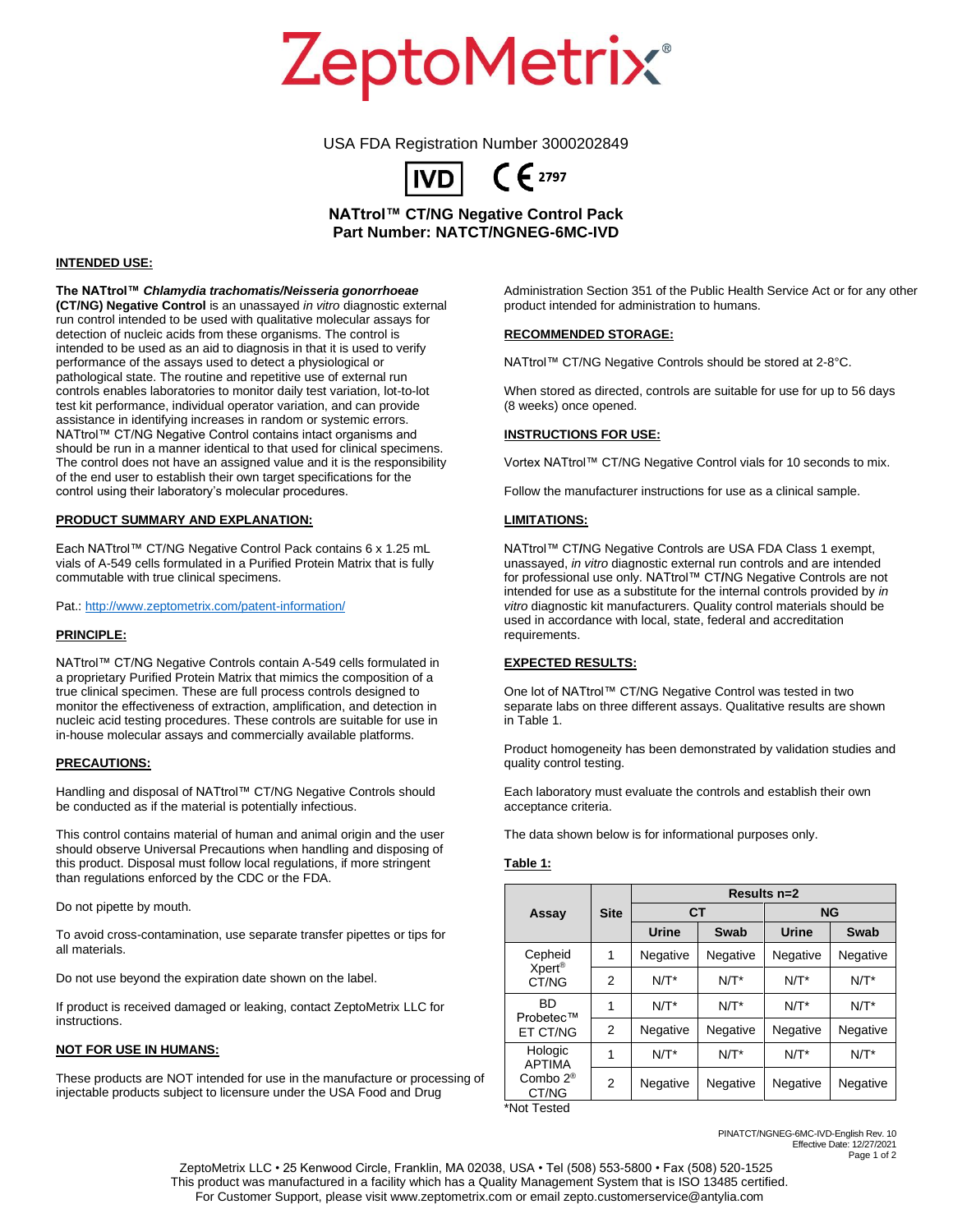# ZeptoMetrix®

USA FDA Registration Number 3000202849

IVD CE 2797

## NATtrol™ CT/NG Negative Control Pack
## Part Number: NATCT/NGNEG-6MC-IVD

### INTENDED USE:

**The NATtrol™ *Chlamydia trachomatis/Neisseria gonorrhoeae* (CT/NG) Negative Control** is an unassayed *in vitro* diagnostic external run control intended to be used with qualitative molecular assays for detection of nucleic acids from these organisms. The control is intended to be used as an aid to diagnosis in that it is used to verify performance of the assays used to detect a physiological or pathological state. The routine and repetitive use of external run controls enables laboratories to monitor daily test variation, lot-to-lot test kit performance, individual operator variation, and can provide assistance in identifying increases in random or systemic errors. NATtrol™ CT/NG Negative Control contains intact organisms and should be run in a manner identical to that used for clinical specimens. The control does not have an assigned value and it is the responsibility of the end user to establish their own target specifications for the control using their laboratory's molecular procedures.

### PRODUCT SUMMARY AND EXPLANATION:

Each NATtrol™ CT/NG Negative Control Pack contains 6 x 1.25 mL vials of A-549 cells formulated in a Purified Protein Matrix that is fully commutable with true clinical specimens.

Pat.: http://www.zeptometrix.com/patent-information/

### PRINCIPLE:

NATtrol™ CT/NG Negative Controls contain A-549 cells formulated in a proprietary Purified Protein Matrix that mimics the composition of a true clinical specimen. These are full process controls designed to monitor the effectiveness of extraction, amplification, and detection in nucleic acid testing procedures. These controls are suitable for use in in-house molecular assays and commercially available platforms.

### PRECAUTIONS:

Handling and disposal of NATtrol™ CT/NG Negative Controls should be conducted as if the material is potentially infectious.

This control contains material of human and animal origin and the user should observe Universal Precautions when handling and disposing of this product. Disposal must follow local regulations, if more stringent than regulations enforced by the CDC or the FDA.

Do not pipette by mouth.

To avoid cross-contamination, use separate transfer pipettes or tips for all materials.

Do not use beyond the expiration date shown on the label.

If product is received damaged or leaking, contact ZeptoMetrix LLC for instructions.

### NOT FOR USE IN HUMANS:

These products are NOT intended for use in the manufacture or processing of injectable products subject to licensure under the USA Food and Drug Administration Section 351 of the Public Health Service Act or for any other product intended for administration to humans.

### RECOMMENDED STORAGE:

NATtrol™ CT/NG Negative Controls should be stored at 2-8°C.

When stored as directed, controls are suitable for use for up to 56 days (8 weeks) once opened.

### INSTRUCTIONS FOR USE:

Vortex NATtrol™ CT/NG Negative Control vials for 10 seconds to mix.

Follow the manufacturer instructions for use as a clinical sample.

### LIMITATIONS:

NATtrol™ CT/NG Negative Controls are USA FDA Class 1 exempt, unassayed, *in vitro* diagnostic external run controls and are intended for professional use only. NATtrol™ CT/NG Negative Controls are not intended for use as a substitute for the internal controls provided by *in vitro* diagnostic kit manufacturers. Quality control materials should be used in accordance with local, state, federal and accreditation requirements.

### EXPECTED RESULTS:

One lot of NATtrol™ CT/NG Negative Control was tested in two separate labs on three different assays. Qualitative results are shown in Table 1.

Product homogeneity has been demonstrated by validation studies and quality control testing.

Each laboratory must evaluate the controls and establish their own acceptance criteria.

The data shown below is for informational purposes only.

**Table 1:**

| Assay | Site | Results n=2 | | | |
|---|---|---|---|---|---|
| | | CT | | NG | |
| | | Urine | Swab | Urine | Swab |
| Cepheid Xpert® CT/NG | 1 | Negative | Negative | Negative | Negative |
| | 2 | N/T* | N/T* | N/T* | N/T* |
| BD Probetec™ ET CT/NG | 1 | N/T* | N/T* | N/T* | N/T* |
| | 2 | Negative | Negative | Negative | Negative |
| Hologic APTIMA Combo 2® CT/NG | 1 | N/T* | N/T* | N/T* | N/T* |
| | 2 | Negative | Negative | Negative | Negative |

*Not Tested

PINATCT/NGNEG-6MC-IVD-English Rev. 10
Effective Date: 12/27/2021

ZeptoMetrix LLC • 25 Kenwood Circle, Franklin, MA 02038, USA • Tel (508) 553-5800 • Fax (508) 520-1525
This product was manufactured in a facility which has a Quality Management System that is ISO 13485 certified.
For Customer Support, please visit www.zeptometrix.com or email zepto.customerservice@antylia.com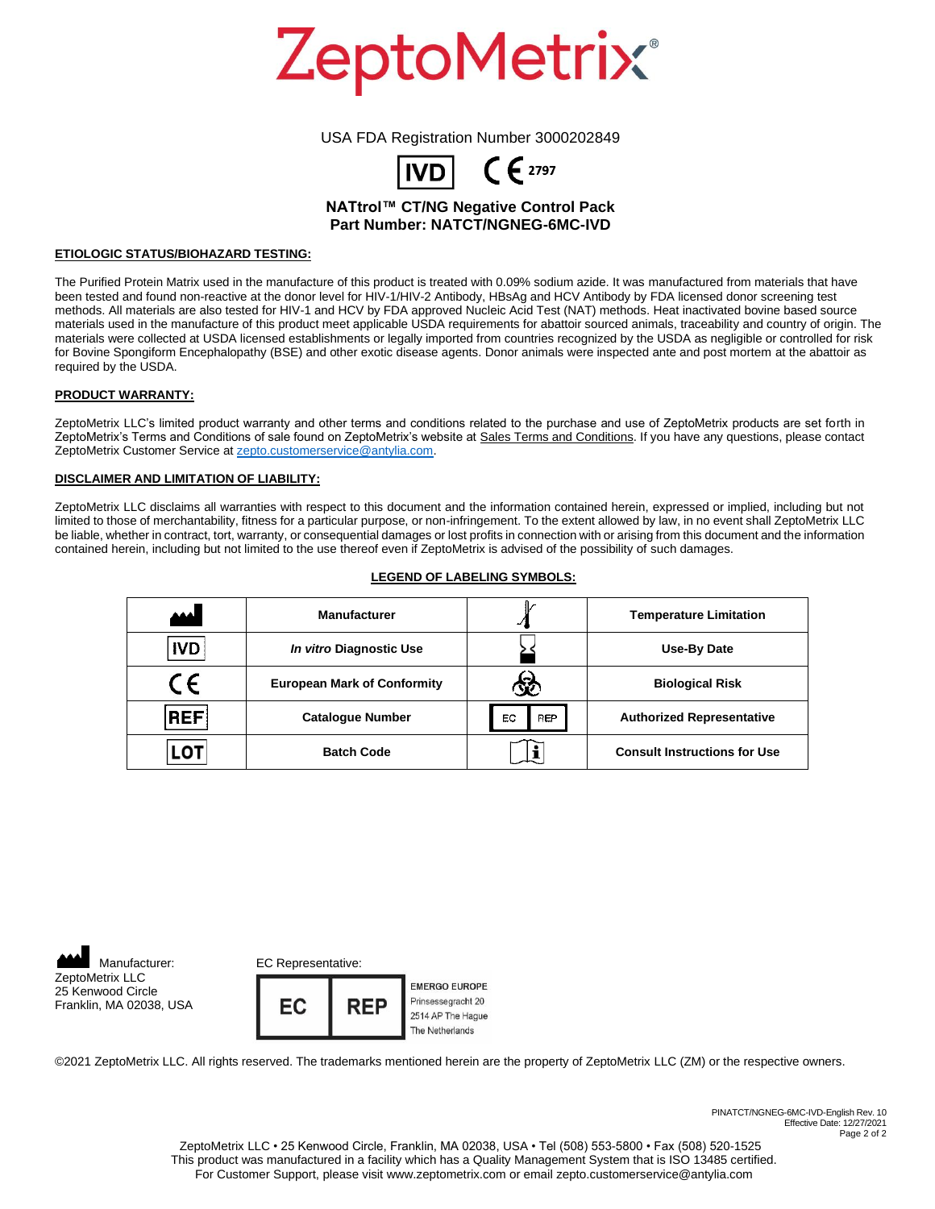# ZeptoMetrix®

USA FDA Registration Number 3000202849

IVD CE 2797

**NATtrol™ CT/NG Negative Control Pack**
**Part Number: NATCT/NGNEG-6MC-IVD**

**ETIOLOGIC STATUS/BIOHAZARD TESTING:**

The Purified Protein Matrix used in the manufacture of this product is treated with 0.09% sodium azide. It was manufactured from materials that have been tested and found non-reactive at the donor level for HIV-1/HIV-2 Antibody, HBsAg and HCV Antibody by FDA licensed donor screening test methods. All materials are also tested for HIV-1 and HCV by FDA approved Nucleic Acid Test (NAT) methods. Heat inactivated bovine based source materials used in the manufacture of this product meet applicable USDA requirements for abattoir sourced animals, traceability and country of origin. The materials were collected at USDA licensed establishments or legally imported from countries recognized by the USDA as negligible or controlled for risk for Bovine Spongiform Encephalopathy (BSE) and other exotic disease agents. Donor animals were inspected ante and post mortem at the abattoir as required by the USDA.

**PRODUCT WARRANTY:**

ZeptoMetrix LLC's limited product warranty and other terms and conditions related to the purchase and use of ZeptoMetrix products are set forth in ZeptoMetrix's Terms and Conditions of sale found on ZeptoMetrix's website at Sales Terms and Conditions. If you have any questions, please contact ZeptoMetrix Customer Service at zepto.customerservice@antylia.com.

**DISCLAIMER AND LIMITATION OF LIABILITY:**

ZeptoMetrix LLC disclaims all warranties with respect to this document and the information contained herein, expressed or implied, including but not limited to those of merchantability, fitness for a particular purpose, or non-infringement. To the extent allowed by law, in no event shall ZeptoMetrix LLC be liable, whether in contract, tort, warranty, or consequential damages or lost profits in connection with or arising from this document and the information contained herein, including but not limited to the use thereof even if ZeptoMetrix is advised of the possibility of such damages.

**LEGEND OF LABELING SYMBOLS:**

| | | | |
|---|---|---|---|
| [Manufacturer symbol] | **Manufacturer** | [Thermometer symbol] | **Temperature Limitation** |
| IVD | ***In vitro* Diagnostic Use** | [Hourglass symbol] | **Use-By Date** |
| CE | **European Mark of Conformity** | [Biohazard symbol] | **Biological Risk** |
| REF | **Catalogue Number** | EC REP | **Authorized Representative** |
| LOT | **Batch Code** | [Book symbol] | **Consult Instructions for Use** |

Manufacturer:
ZeptoMetrix LLC
25 Kenwood Circle
Franklin, MA 02038, USA

EC Representative:
EC REP
EMERGO EUROPE
Prinsessegracht 20
2514 AP The Hague
The Netherlands

©2021 ZeptoMetrix LLC. All rights reserved. The trademarks mentioned herein are the property of ZeptoMetrix LLC (ZM) or the respective owners.

PINATCT/NGNEG-6MC-IVD-English Rev. 10
Effective Date: 12/27/2021

ZeptoMetrix LLC • 25 Kenwood Circle, Franklin, MA 02038, USA • Tel (508) 553-5800 • Fax (508) 520-1525
This product was manufactured in a facility which has a Quality Management System that is ISO 13485 certified.
For Customer Support, please visit www.zeptometrix.com or email zepto.customerservice@antylia.com